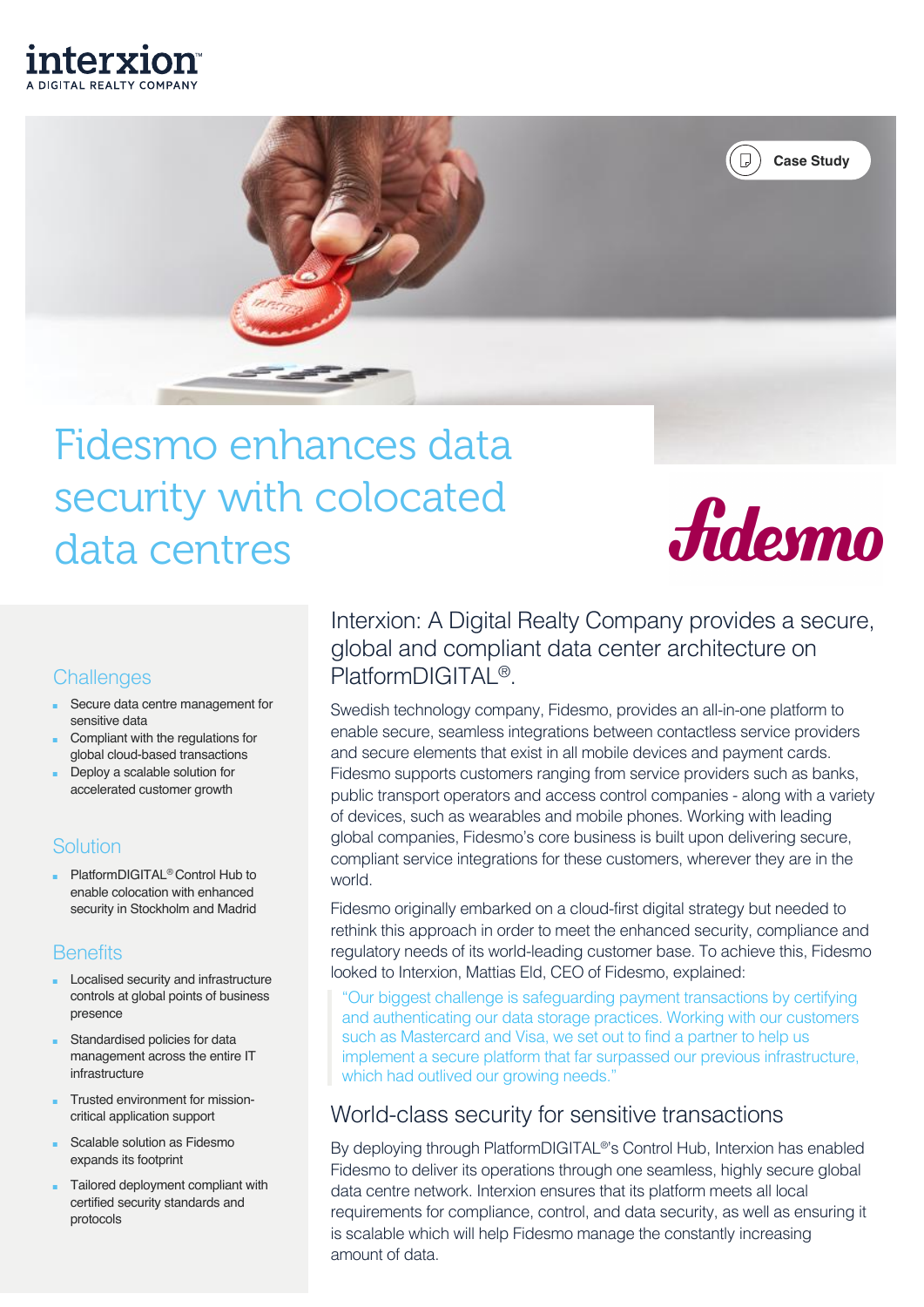interxion
A DIGITAL REALTY COMPANY

Case Study

# Fidesmo enhances data security with colocated data centres

fidesmo

## Challenges

- Secure data centre management for sensitive data
- Compliant with the regulations for global cloud-based transactions
- Deploy a scalable solution for accelerated customer growth

## Solution

- PlatformDIGITAL® Control Hub to enable colocation with enhanced security in Stockholm and Madrid

## Benefits

- Localised security and infrastructure controls at global points of business presence
- Standardised policies for data management across the entire IT infrastructure
- Trusted environment for mission-critical application support
- Scalable solution as Fidesmo expands its footprint
- Tailored deployment compliant with certified security standards and protocols

## Interxion: A Digital Realty Company provides a secure, global and compliant data center architecture on PlatformDIGITAL®.

Swedish technology company, Fidesmo, provides an all-in-one platform to enable secure, seamless integrations between contactless service providers and secure elements that exist in all mobile devices and payment cards. Fidesmo supports customers ranging from service providers such as banks, public transport operators and access control companies - along with a variety of devices, such as wearables and mobile phones. Working with leading global companies, Fidesmo's core business is built upon delivering secure, compliant service integrations for these customers, wherever they are in the world.

Fidesmo originally embarked on a cloud-first digital strategy but needed to rethink this approach in order to meet the enhanced security, compliance and regulatory needs of its world-leading customer base. To achieve this, Fidesmo looked to Interxion, Mattias Eld, CEO of Fidesmo, explained:

> "Our biggest challenge is safeguarding payment transactions by certifying and authenticating our data storage practices. Working with our customers such as Mastercard and Visa, we set out to find a partner to help us implement a secure platform that far surpassed our previous infrastructure, which had outlived our growing needs."

## World-class security for sensitive transactions

By deploying through PlatformDIGITAL®'s Control Hub, Interxion has enabled Fidesmo to deliver its operations through one seamless, highly secure global data centre network. Interxion ensures that its platform meets all local requirements for compliance, control, and data security, as well as ensuring it is scalable which will help Fidesmo manage the constantly increasing amount of data.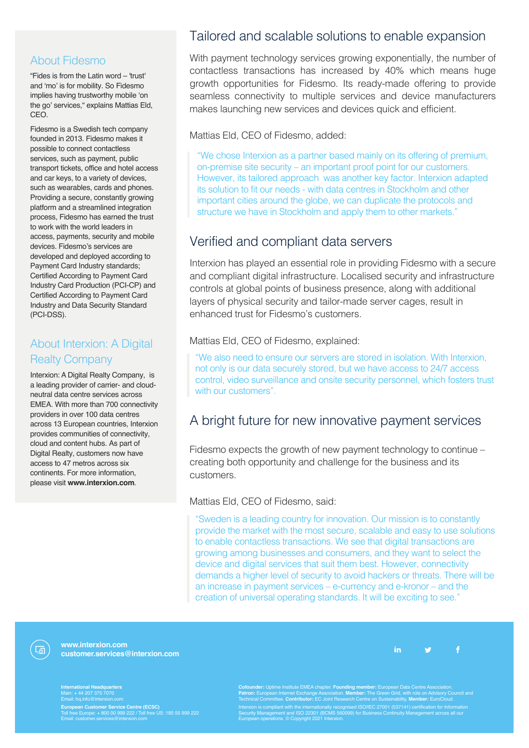## About Fidesmo

"Fides is from the Latin word – 'trust' and 'mo' is for mobility. So Fidesmo implies having trustworthy mobile 'on the go' services," explains Mattias Eld, CEO.

Fidesmo is a Swedish tech company founded in 2013. Fidesmo makes it possible to connect contactless services, such as payment, public transport tickets, office and hotel access and car keys, to a variety of devices, such as wearables, cards and phones. Providing a secure, constantly growing platform and a streamlined integration process, Fidesmo has earned the trust to work with the world leaders in access, payments, security and mobile devices. Fidesmo's services are developed and deployed according to Payment Card Industry standards; Certified According to Payment Card Industry Card Production (PCI-CP) and Certified According to Payment Card Industry and Data Security Standard (PCI-DSS).

## About Interxion: A Digital Realty Company

Interxion: A Digital Realty Company, is a leading provider of carrier- and cloud-neutral data centre services across EMEA. With more than 700 connectivity providers in over 100 data centres across 13 European countries, Interxion provides communities of connectivity, cloud and content hubs. As part of Digital Realty, customers now have access to 47 metros across six continents. For more information, please visit **www.interxion.com**.

## Tailored and scalable solutions to enable expansion

With payment technology services growing exponentially, the number of contactless transactions has increased by 40% which means huge growth opportunities for Fidesmo. Its ready-made offering to provide seamless connectivity to multiple services and device manufacturers makes launching new services and devices quick and efficient.

Mattias Eld, CEO of Fidesmo, added:

> "We chose Interxion as a partner based mainly on its offering of premium, on-premise site security – an important proof point for our customers. However, its tailored approach was another key factor. Interxion adapted its solution to fit our needs - with data centres in Stockholm and other important cities around the globe, we can duplicate the protocols and structure we have in Stockholm and apply them to other markets."

## Verified and compliant data servers

Interxion has played an essential role in providing Fidesmo with a secure and compliant digital infrastructure. Localised security and infrastructure controls at global points of business presence, along with additional layers of physical security and tailor-made server cages, result in enhanced trust for Fidesmo's customers.

Mattias Eld, CEO of Fidesmo, explained:

> "We also need to ensure our servers are stored in isolation. With Interxion, not only is our data securely stored, but we have access to 24/7 access control, video surveillance and onsite security personnel, which fosters trust with our customers".

## A bright future for new innovative payment services

Fidesmo expects the growth of new payment technology to continue – creating both opportunity and challenge for the business and its customers.

Mattias Eld, CEO of Fidesmo, said:

> "Sweden is a leading country for innovation. Our mission is to constantly provide the market with the most secure, scalable and easy to use solutions to enable contactless transactions. We see that digital transactions are growing among businesses and consumers, and they want to select the device and digital services that suit them best. However, connectivity demands a higher level of security to avoid hackers or threats. There will be an increase in payment services – e-currency and e-kronor – and the creation of universal operating standards. It will be exciting to see."

**www.interxion.com**
**customer.services@interxion.com**

**International Headquarters**
Main: + 44 207 375 7070
Email: hq.info@interxion.com

**European Customer Service Centre (ECSC)**
Toll free Europe: + 800 00 999 222 / Toll free US: 185 55 999 222
Email: customer.services@interxion.com

**Cofounder:** Uptime Institute EMEA chapter. **Founding member:** European Data Centre Association. **Patron:** European Internet Exchange Association. **Member:** The Green Grid, with role on Advisory Council and Technical Committee. **Contributor:** EC Joint Research Centre on Sustainability. **Member:** EuroCloud.

Interxion is compliant with the internationally recognised ISO/IEC 27001 (537141) certification for Information Security Management and ISO 22301 (BCMS 560099) for Business Continuity Management across all our European operations. © Copyright 2021 Interxion.